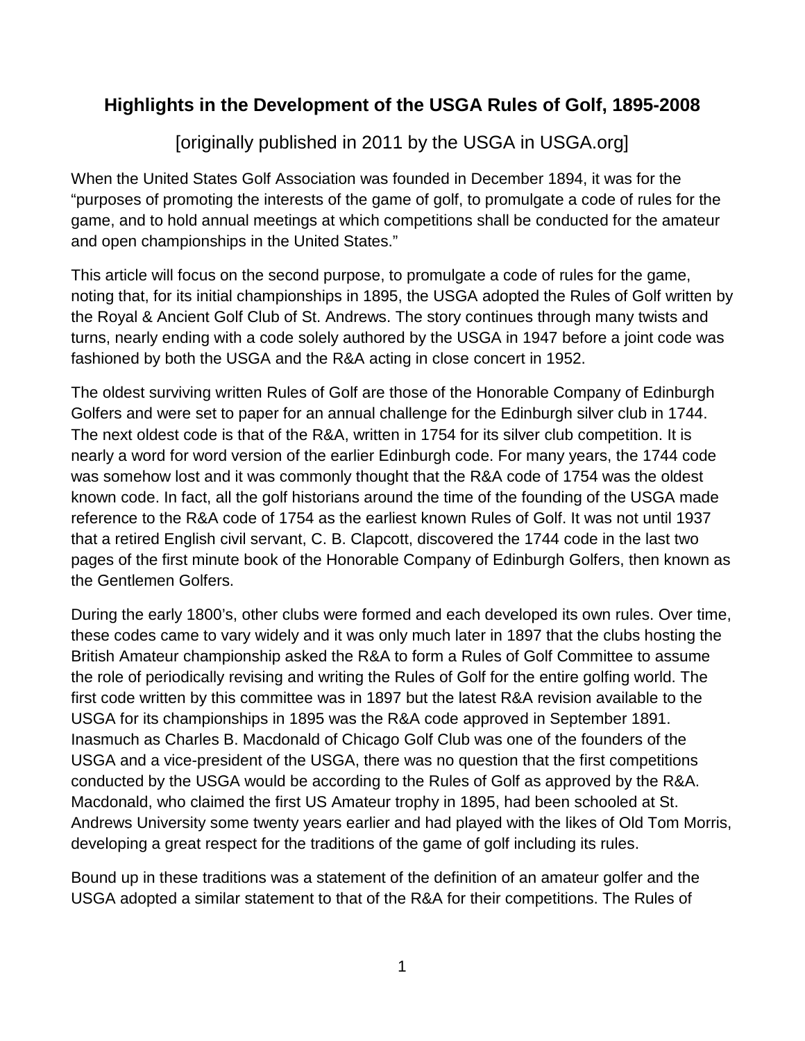# Highlights in the Development of the USGA Rules of Golf, 1895-2008

[originally published in 2011 by the USGA in USGA.org]

When the United States Golf Association was founded in December 1894, it was for the "purposes of promoting the interests of the game of golf, to promulgate a code of rules for the game, and to hold annual meetings at which competitions shall be conducted for the amateur and open championships in the United States."

This article will focus on the second purpose, to promulgate a code of rules for the game, noting that, for its initial championships in 1895, the USGA adopted the Rules of Golf written by the Royal & Ancient Golf Club of St. Andrews. The story continues through many twists and turns, nearly ending with a code solely authored by the USGA in 1947 before a joint code was fashioned by both the USGA and the R&A acting in close concert in 1952.

The oldest surviving written Rules of Golf are those of the Honorable Company of Edinburgh Golfers and were set to paper for an annual challenge for the Edinburgh silver club in 1744. The next oldest code is that of the R&A, written in 1754 for its silver club competition. It is nearly a word for word version of the earlier Edinburgh code. For many years, the 1744 code was somehow lost and it was commonly thought that the R&A code of 1754 was the oldest known code. In fact, all the golf historians around the time of the founding of the USGA made reference to the R&A code of 1754 as the earliest known Rules of Golf. It was not until 1937 that a retired English civil servant, C. B. Clapcott, discovered the 1744 code in the last two pages of the first minute book of the Honorable Company of Edinburgh Golfers, then known as the Gentlemen Golfers.

During the early 1800's, other clubs were formed and each developed its own rules. Over time, these codes came to vary widely and it was only much later in 1897 that the clubs hosting the British Amateur championship asked the R&A to form a Rules of Golf Committee to assume the role of periodically revising and writing the Rules of Golf for the entire golfing world. The first code written by this committee was in 1897 but the latest R&A revision available to the USGA for its championships in 1895 was the R&A code approved in September 1891. Inasmuch as Charles B. Macdonald of Chicago Golf Club was one of the founders of the USGA and a vice-president of the USGA, there was no question that the first competitions conducted by the USGA would be according to the Rules of Golf as approved by the R&A. Macdonald, who claimed the first US Amateur trophy in 1895, had been schooled at St. Andrews University some twenty years earlier and had played with the likes of Old Tom Morris, developing a great respect for the traditions of the game of golf including its rules.

Bound up in these traditions was a statement of the definition of an amateur golfer and the USGA adopted a similar statement to that of the R&A for their competitions. The Rules of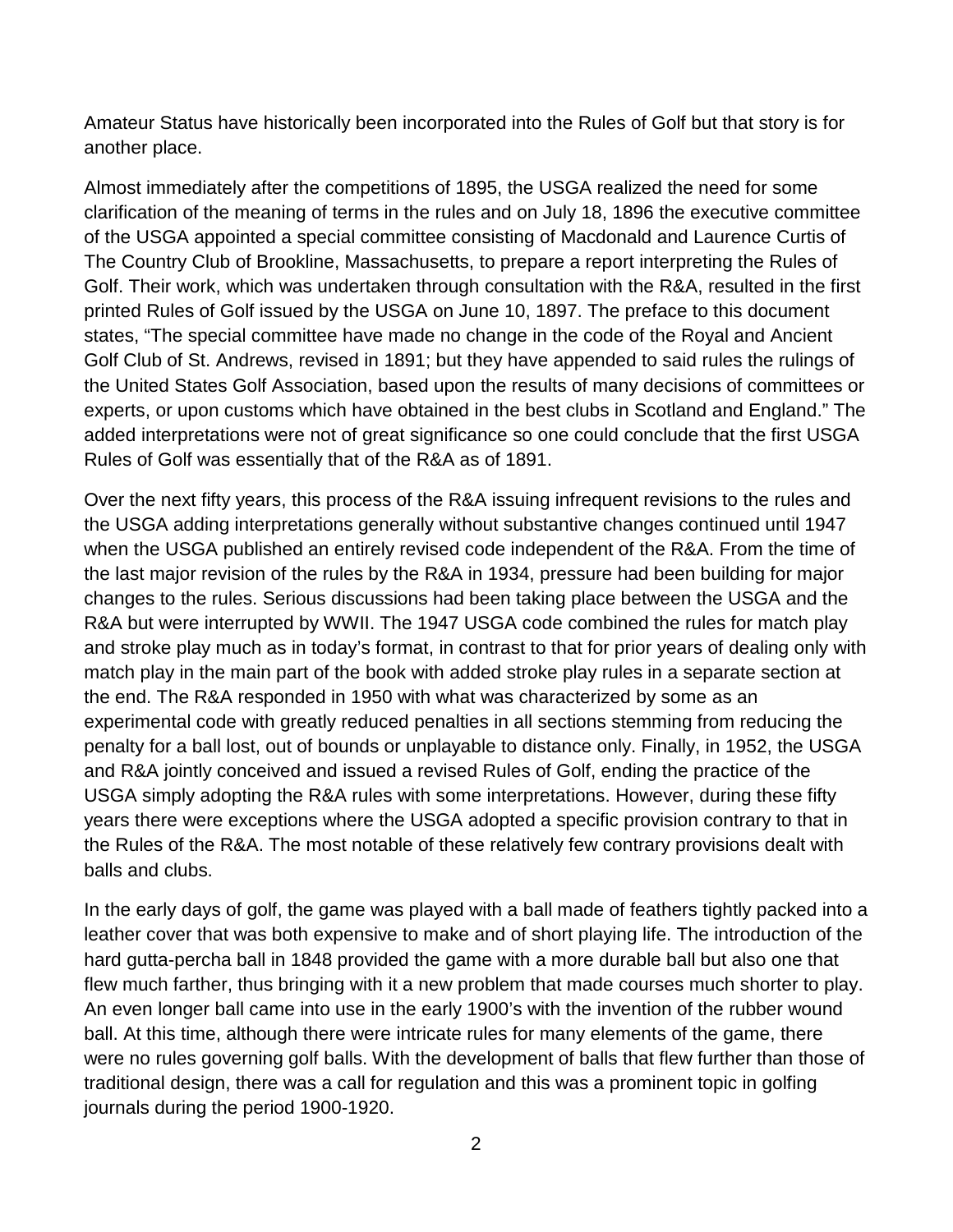Amateur Status have historically been incorporated into the Rules of Golf but that story is for another place.

Almost immediately after the competitions of 1895, the USGA realized the need for some clarification of the meaning of terms in the rules and on July 18, 1896 the executive committee of the USGA appointed a special committee consisting of Macdonald and Laurence Curtis of The Country Club of Brookline, Massachusetts, to prepare a report interpreting the Rules of Golf. Their work, which was undertaken through consultation with the R&A, resulted in the first printed Rules of Golf issued by the USGA on June 10, 1897. The preface to this document states, "The special committee have made no change in the code of the Royal and Ancient Golf Club of St. Andrews, revised in 1891; but they have appended to said rules the rulings of the United States Golf Association, based upon the results of many decisions of committees or experts, or upon customs which have obtained in the best clubs in Scotland and England." The added interpretations were not of great significance so one could conclude that the first USGA Rules of Golf was essentially that of the R&A as of 1891.

Over the next fifty years, this process of the R&A issuing infrequent revisions to the rules and the USGA adding interpretations generally without substantive changes continued until 1947 when the USGA published an entirely revised code independent of the R&A. From the time of the last major revision of the rules by the R&A in 1934, pressure had been building for major changes to the rules. Serious discussions had been taking place between the USGA and the R&A but were interrupted by WWII. The 1947 USGA code combined the rules for match play and stroke play much as in today's format, in contrast to that for prior years of dealing only with match play in the main part of the book with added stroke play rules in a separate section at the end. The R&A responded in 1950 with what was characterized by some as an experimental code with greatly reduced penalties in all sections stemming from reducing the penalty for a ball lost, out of bounds or unplayable to distance only. Finally, in 1952, the USGA and R&A jointly conceived and issued a revised Rules of Golf, ending the practice of the USGA simply adopting the R&A rules with some interpretations. However, during these fifty years there were exceptions where the USGA adopted a specific provision contrary to that in the Rules of the R&A. The most notable of these relatively few contrary provisions dealt with balls and clubs.

In the early days of golf, the game was played with a ball made of feathers tightly packed into a leather cover that was both expensive to make and of short playing life. The introduction of the hard gutta-percha ball in 1848 provided the game with a more durable ball but also one that flew much farther, thus bringing with it a new problem that made courses much shorter to play. An even longer ball came into use in the early 1900's with the invention of the rubber wound ball. At this time, although there were intricate rules for many elements of the game, there were no rules governing golf balls. With the development of balls that flew further than those of traditional design, there was a call for regulation and this was a prominent topic in golfing journals during the period 1900-1920.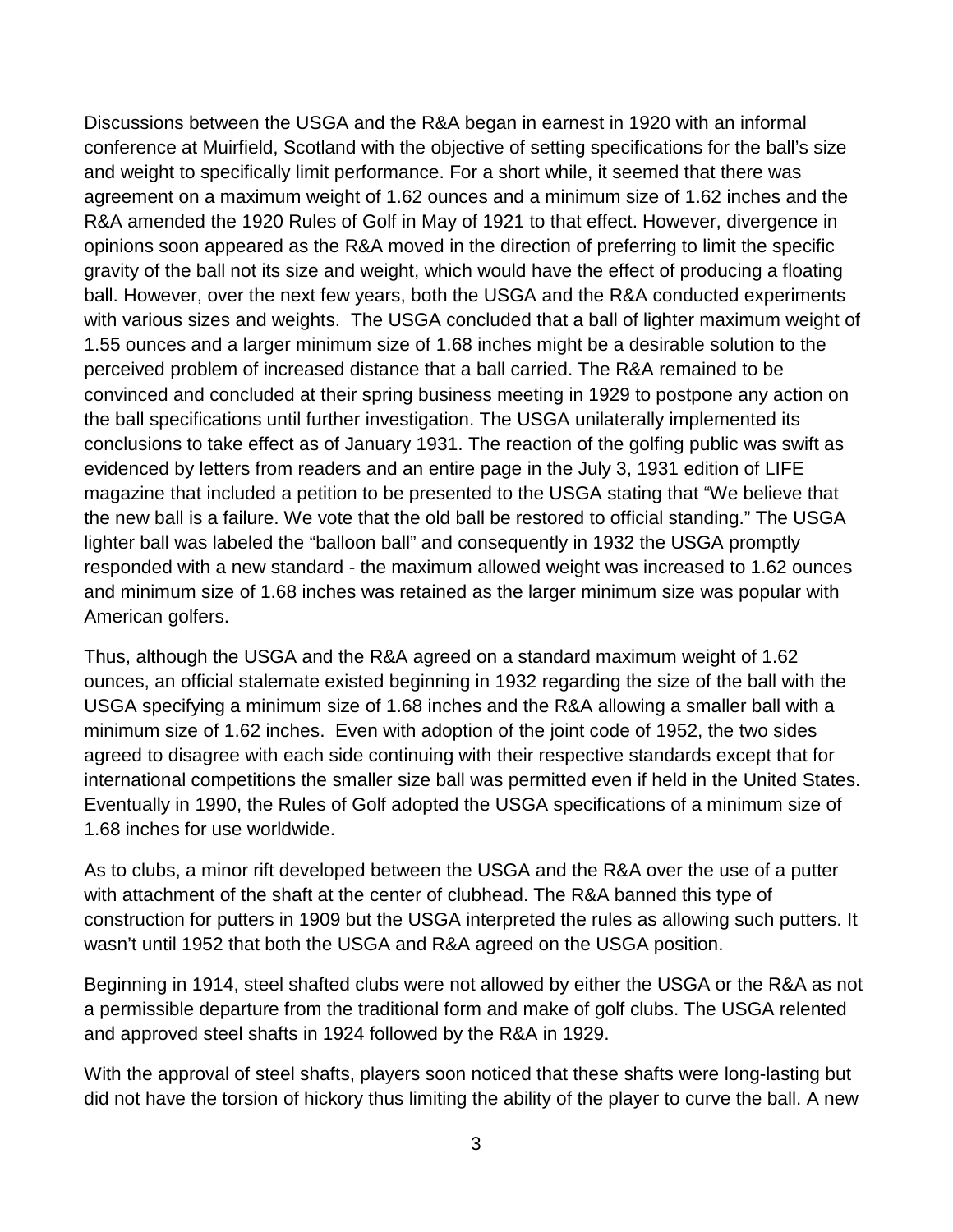Discussions between the USGA and the R&A began in earnest in 1920 with an informal conference at Muirfield, Scotland with the objective of setting specifications for the ball's size and weight to specifically limit performance. For a short while, it seemed that there was agreement on a maximum weight of 1.62 ounces and a minimum size of 1.62 inches and the R&A amended the 1920 Rules of Golf in May of 1921 to that effect. However, divergence in opinions soon appeared as the R&A moved in the direction of preferring to limit the specific gravity of the ball not its size and weight, which would have the effect of producing a floating ball. However, over the next few years, both the USGA and the R&A conducted experiments with various sizes and weights. The USGA concluded that a ball of lighter maximum weight of 1.55 ounces and a larger minimum size of 1.68 inches might be a desirable solution to the perceived problem of increased distance that a ball carried. The R&A remained to be convinced and concluded at their spring business meeting in 1929 to postpone any action on the ball specifications until further investigation. The USGA unilaterally implemented its conclusions to take effect as of January 1931. The reaction of the golfing public was swift as evidenced by letters from readers and an entire page in the July 3, 1931 edition of LIFE magazine that included a petition to be presented to the USGA stating that "We believe that the new ball is a failure. We vote that the old ball be restored to official standing." The USGA lighter ball was labeled the "balloon ball" and consequently in 1932 the USGA promptly responded with a new standard - the maximum allowed weight was increased to 1.62 ounces and minimum size of 1.68 inches was retained as the larger minimum size was popular with American golfers.

Thus, although the USGA and the R&A agreed on a standard maximum weight of 1.62 ounces, an official stalemate existed beginning in 1932 regarding the size of the ball with the USGA specifying a minimum size of 1.68 inches and the R&A allowing a smaller ball with a minimum size of 1.62 inches. Even with adoption of the joint code of 1952, the two sides agreed to disagree with each side continuing with their respective standards except that for international competitions the smaller size ball was permitted even if held in the United States. Eventually in 1990, the Rules of Golf adopted the USGA specifications of a minimum size of 1.68 inches for use worldwide.

As to clubs, a minor rift developed between the USGA and the R&A over the use of a putter with attachment of the shaft at the center of clubhead. The R&A banned this type of construction for putters in 1909 but the USGA interpreted the rules as allowing such putters. It wasn't until 1952 that both the USGA and R&A agreed on the USGA position.

Beginning in 1914, steel shafted clubs were not allowed by either the USGA or the R&A as not a permissible departure from the traditional form and make of golf clubs. The USGA relented and approved steel shafts in 1924 followed by the R&A in 1929.

With the approval of steel shafts, players soon noticed that these shafts were long-lasting but did not have the torsion of hickory thus limiting the ability of the player to curve the ball. A new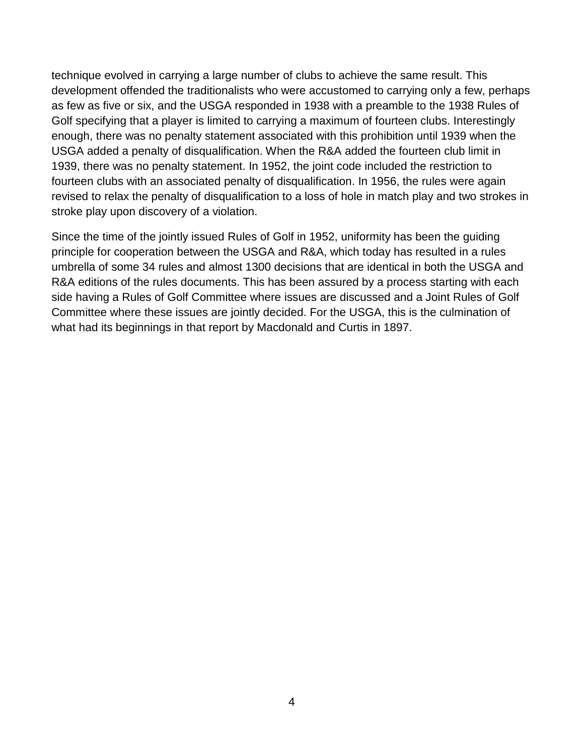technique evolved in carrying a large number of clubs to achieve the same result. This development offended the traditionalists who were accustomed to carrying only a few, perhaps as few as five or six, and the USGA responded in 1938 with a preamble to the 1938 Rules of Golf specifying that a player is limited to carrying a maximum of fourteen clubs. Interestingly enough, there was no penalty statement associated with this prohibition until 1939 when the USGA added a penalty of disqualification. When the R&A added the fourteen club limit in 1939, there was no penalty statement. In 1952, the joint code included the restriction to fourteen clubs with an associated penalty of disqualification. In 1956, the rules were again revised to relax the penalty of disqualification to a loss of hole in match play and two strokes in stroke play upon discovery of a violation.

Since the time of the jointly issued Rules of Golf in 1952, uniformity has been the guiding principle for cooperation between the USGA and R&A, which today has resulted in a rules umbrella of some 34 rules and almost 1300 decisions that are identical in both the USGA and R&A editions of the rules documents. This has been assured by a process starting with each side having a Rules of Golf Committee where issues are discussed and a Joint Rules of Golf Committee where these issues are jointly decided. For the USGA, this is the culmination of what had its beginnings in that report by Macdonald and Curtis in 1897.